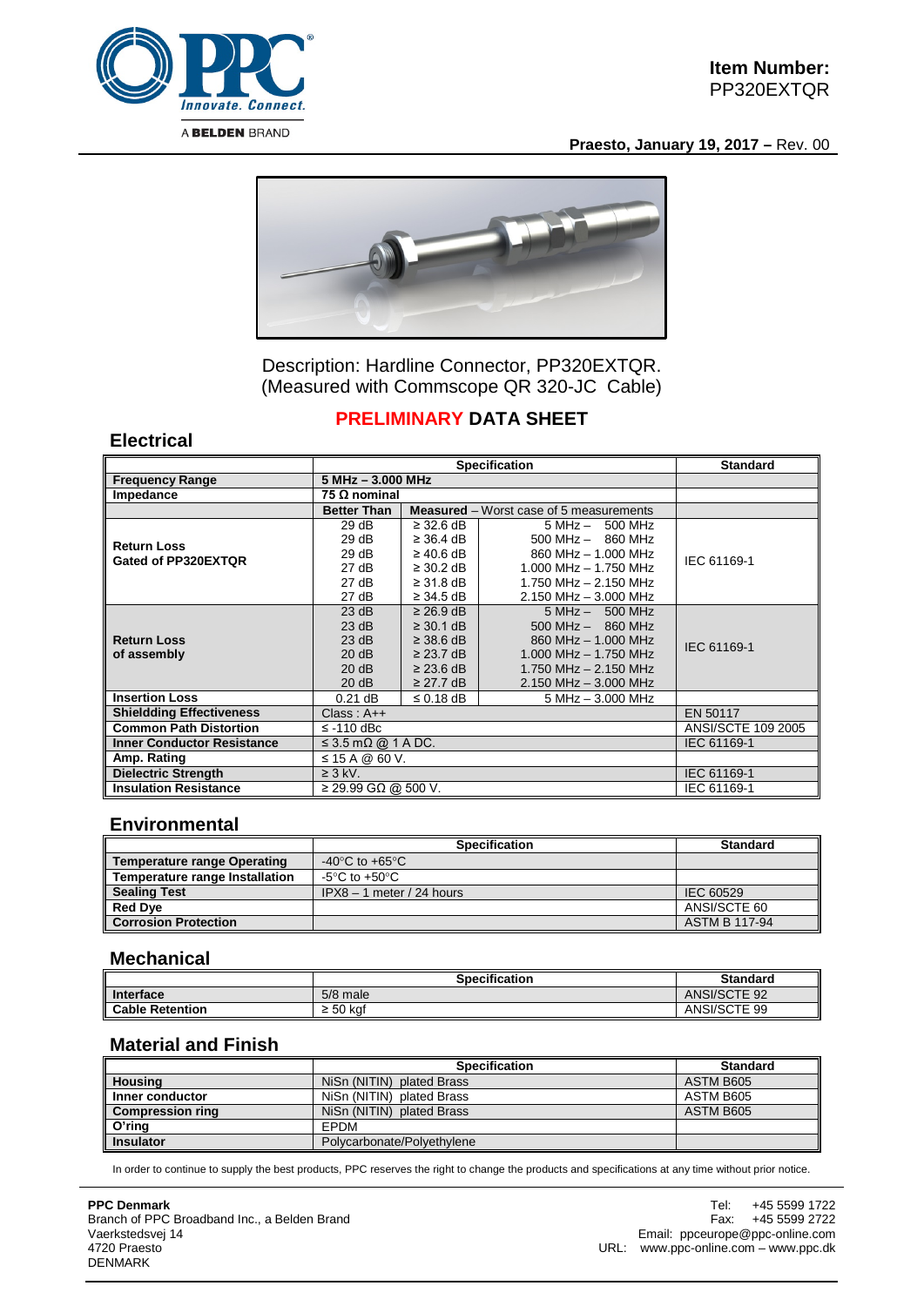**Item Number:**
PP320EXTQR

**Praesto, January 19, 2017 –** Rev. 00

Description: Hardline Connector, PP320EXTQR.
(Measured with Commscope QR 320-JC Cable)

## PRELIMINARY DATA SHEET

## Electrical

| | Specification | | | Standard |
|---|---|---|---|---|
| **Frequency Range** | **5 MHz – 3.000 MHz** | | | |
| **Impedance** | **75 Ω nominal** | | | |
| | **Better Than** | **Measured** – Worst case of 5 measurements | | |
| **Return Loss Gated of PP320EXTQR** | 29 dB | ≥ 32.6 dB | 5 MHz – 500 MHz | IEC 61169-1 |
| | 29 dB | ≥ 36.4 dB | 500 MHz – 860 MHz | |
| | 29 dB | ≥ 40.6 dB | 860 MHz – 1.000 MHz | |
| | 27 dB | ≥ 30.2 dB | 1.000 MHz – 1.750 MHz | |
| | 27 dB | ≥ 31.8 dB | 1.750 MHz – 2.150 MHz | |
| | 27 dB | ≥ 34.5 dB | 2.150 MHz – 3.000 MHz | |
| **Return Loss of assembly** | 23 dB | ≥ 26.9 dB | 5 MHz – 500 MHz | IEC 61169-1 |
| | 23 dB | ≥ 30.1 dB | 500 MHz – 860 MHz | |
| | 23 dB | ≥ 38.6 dB | 860 MHz – 1.000 MHz | |
| | 20 dB | ≥ 23.7 dB | 1.000 MHz – 1.750 MHz | |
| | 20 dB | ≥ 23.6 dB | 1.750 MHz – 2.150 MHz | |
| | 20 dB | ≥ 27.7 dB | 2.150 MHz – 3.000 MHz | |
| **Insertion Loss** | 0.21 dB | ≤ 0.18 dB | 5 MHz – 3.000 MHz | |
| **Shieldding Effectiveness** | Class : A++ | | | EN 50117 |
| **Common Path Distortion** | ≤ -110 dBc | | | ANSI/SCTE 109 2005 |
| **Inner Conductor Resistance** | ≤ 3.5 mΩ @ 1 A DC. | | | IEC 61169-1 |
| **Amp. Rating** | ≤ 15 A @ 60 V. | | | |
| **Dielectric Strength** | ≥ 3 kV. | | | IEC 61169-1 |
| **Insulation Resistance** | ≥ 29.99 GΩ @ 500 V. | | | IEC 61169-1 |

## Environmental

| | Specification | Standard |
|---|---|---|
| **Temperature range Operating** | -40°C to +65°C | |
| **Temperature range Installation** | -5°C to +50°C | |
| **Sealing Test** | IPX8 – 1 meter / 24 hours | IEC 60529 |
| **Red Dye** | | ANSI/SCTE 60 |
| **Corrosion Protection** | | ASTM B 117-94 |

## Mechanical

| | Specification | Standard |
|---|---|---|
| **Interface** | 5/8 male | ANSI/SCTE 92 |
| **Cable Retention** | ≥ 50 kgf | ANSI/SCTE 99 |

## Material and Finish

| | Specification | Standard |
|---|---|---|
| **Housing** | NiSn (NITIN) plated Brass | ASTM B605 |
| **Inner conductor** | NiSn (NITIN) plated Brass | ASTM B605 |
| **Compression ring** | NiSn (NITIN) plated Brass | ASTM B605 |
| **O'ring** | EPDM | |
| **Insulator** | Polycarbonate/Polyethylene | |

In order to continue to supply the best products, PPC reserves the right to change the products and specifications at any time without prior notice.

**PPC Denmark**
Branch of PPC Broadband Inc., a Belden Brand
Vaerkstedsvej 14
4720 Praesto
DENMARK

Tel: +45 5599 1722
Fax: +45 5599 2722
Email: ppceurope@ppc-online.com
URL: www.ppc-online.com – www.ppc.dk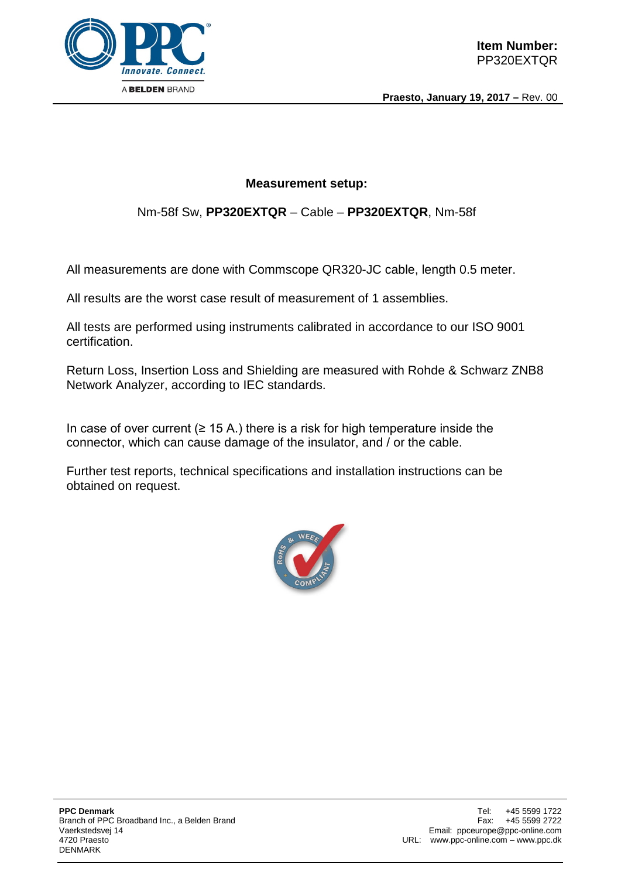**Item Number:**
PP320EXTQR

**Praesto, January 19, 2017 –** Rev. 00

**Measurement setup:**

Nm-58f Sw, **PP320EXTQR** – Cable – **PP320EXTQR**, Nm-58f

All measurements are done with Commscope QR320-JC cable, length 0.5 meter.

All results are the worst case result of measurement of 1 assemblies.

All tests are performed using instruments calibrated in accordance to our ISO 9001 certification.

Return Loss, Insertion Loss and Shielding are measured with Rohde & Schwarz ZNB8 Network Analyzer, according to IEC standards.

In case of over current (≥ 15 A.) there is a risk for high temperature inside the connector, which can cause damage of the insulator, and / or the cable.

Further test reports, technical specifications and installation instructions can be obtained on request.

**PPC Denmark**
Branch of PPC Broadband Inc., a Belden Brand
Vaerkstedsvej 14
4720 Praesto
DENMARK

Tel: +45 5599 1722
Fax: +45 5599 2722
Email: ppceurope@ppc-online.com
URL: www.ppc-online.com – www.ppc.dk